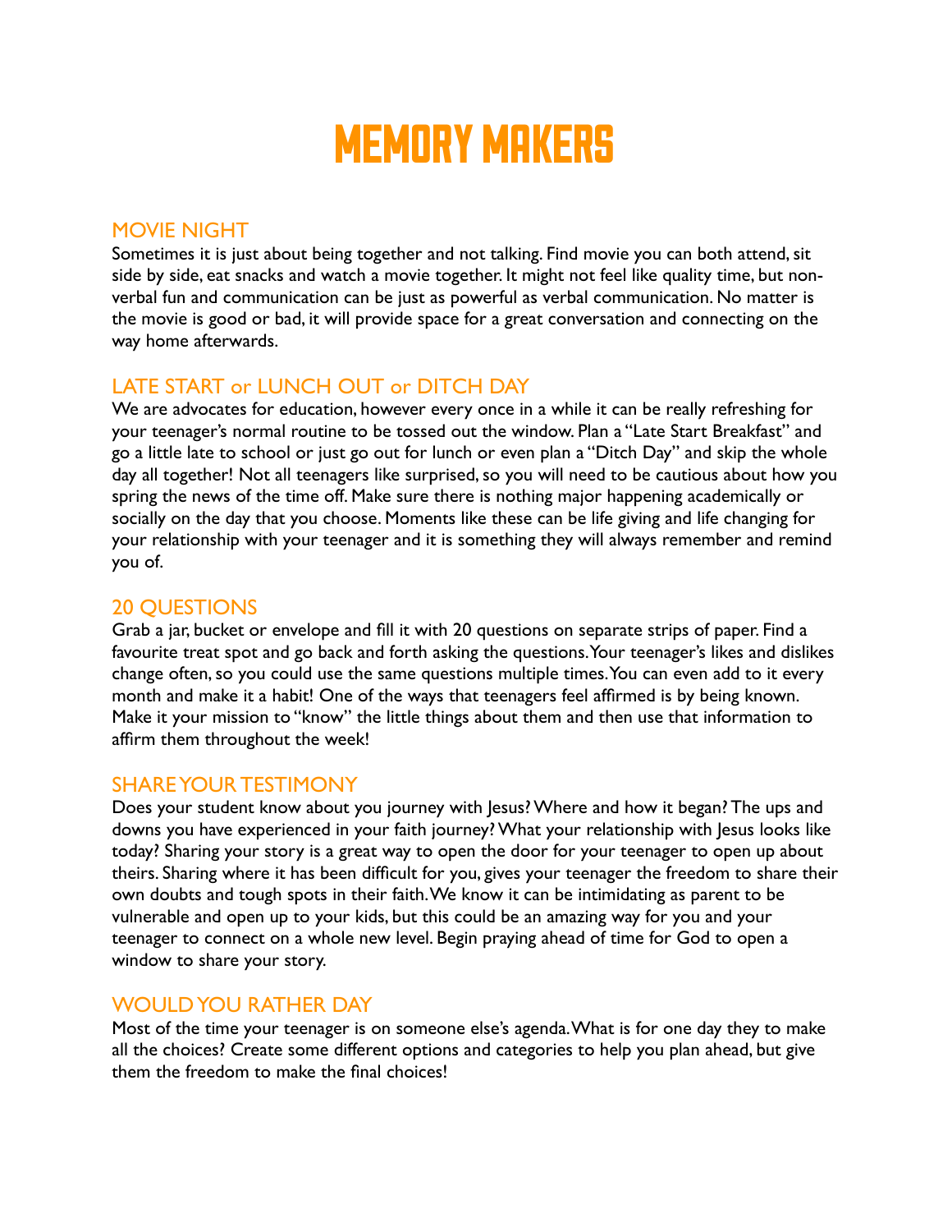# MEMORY MAKERS

## MOVIE NIGHT

Sometimes it is just about being together and not talking. Find movie you can both attend, sit side by side, eat snacks and watch a movie together. It might not feel like quality time, but non-verbal fun and communication can be just as powerful as verbal communication. No matter is the movie is good or bad, it will provide space for a great conversation and connecting on the way home afterwards.

## LATE START or LUNCH OUT or DITCH DAY

We are advocates for education, however every once in a while it can be really refreshing for your teenager's normal routine to be tossed out the window. Plan a "Late Start Breakfast" and go a little late to school or just go out for lunch or even plan a "Ditch Day" and skip the whole day all together! Not all teenagers like surprised, so you will need to be cautious about how you spring the news of the time off. Make sure there is nothing major happening academically or socially on the day that you choose. Moments like these can be life giving and life changing for your relationship with your teenager and it is something they will always remember and remind you of.

## 20 QUESTIONS

Grab a jar, bucket or envelope and fill it with 20 questions on separate strips of paper. Find a favourite treat spot and go back and forth asking the questions. Your teenager's likes and dislikes change often, so you could use the same questions multiple times. You can even add to it every month and make it a habit! One of the ways that teenagers feel affirmed is by being known. Make it your mission to "know" the little things about them and then use that information to affirm them throughout the week!

## SHARE YOUR TESTIMONY

Does your student know about you journey with Jesus? Where and how it began? The ups and downs you have experienced in your faith journey? What your relationship with Jesus looks like today? Sharing your story is a great way to open the door for your teenager to open up about theirs. Sharing where it has been difficult for you, gives your teenager the freedom to share their own doubts and tough spots in their faith. We know it can be intimidating as parent to be vulnerable and open up to your kids, but this could be an amazing way for you and your teenager to connect on a whole new level. Begin praying ahead of time for God to open a window to share your story.

## WOULD YOU RATHER DAY

Most of the time your teenager is on someone else's agenda. What is for one day they to make all the choices? Create some different options and categories to help you plan ahead, but give them the freedom to make the final choices!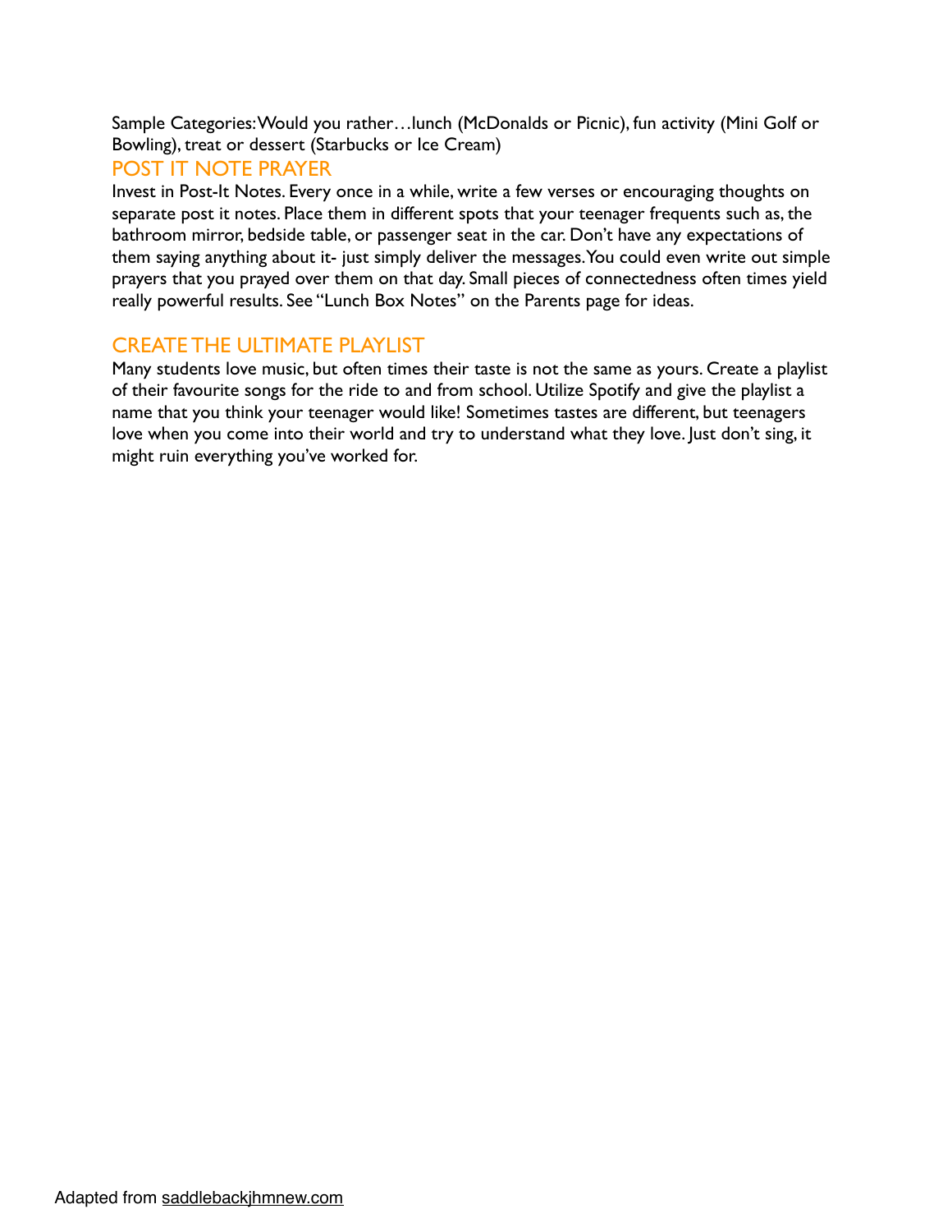Sample Categories: Would you rather…lunch (McDonalds or Picnic), fun activity (Mini Golf or Bowling), treat or dessert (Starbucks or Ice Cream)

## POST IT NOTE PRAYER

Invest in Post-It Notes. Every once in a while, write a few verses or encouraging thoughts on separate post it notes. Place them in different spots that your teenager frequents such as, the bathroom mirror, bedside table, or passenger seat in the car. Don't have any expectations of them saying anything about it- just simply deliver the messages. You could even write out simple prayers that you prayed over them on that day. Small pieces of connectedness often times yield really powerful results. See "Lunch Box Notes" on the Parents page for ideas.

## CREATE THE ULTIMATE PLAYLIST

Many students love music, but often times their taste is not the same as yours. Create a playlist of their favourite songs for the ride to and from school. Utilize Spotify and give the playlist a name that you think your teenager would like! Sometimes tastes are different, but teenagers love when you come into their world and try to understand what they love. Just don't sing, it might ruin everything you've worked for.

Adapted from saddlebackjhmnew.com